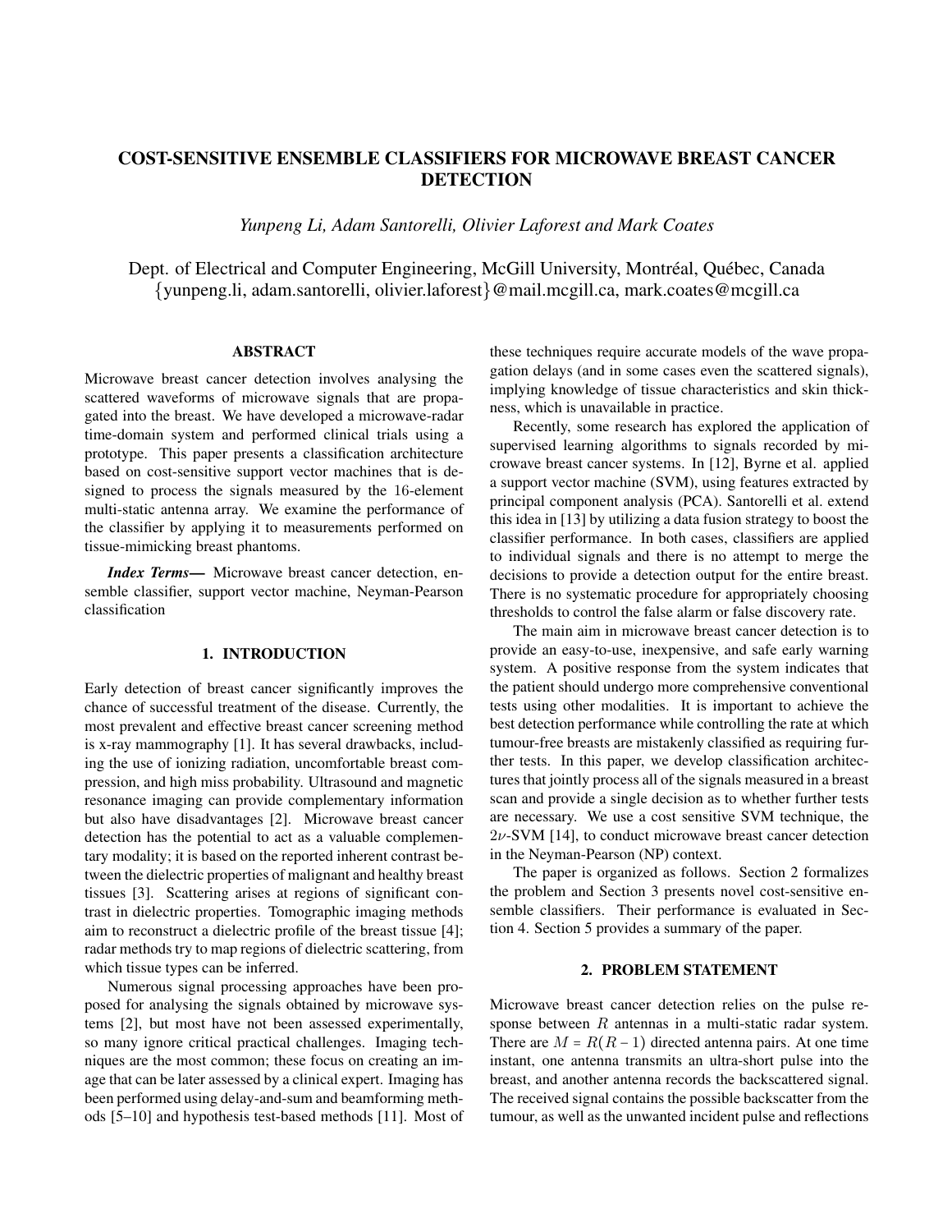// COST-SENSITIVE ENSEMBLE CLASSIFIERS FOR MICROWAVE BREAST CANCER DETECTION

*Yunpeng Li, Adam Santorelli, Olivier Laforest and Mark Coates*

Dept. of Electrical and Computer Engineering, McGill University, Montréal, Québec, Canada
{yunpeng.li, adam.santorelli, olivier.laforest}@mail.mcgill.ca, mark.coates@mcgill.ca

## ABSTRACT

Microwave breast cancer detection involves analysing the scattered waveforms of microwave signals that are propagated into the breast. We have developed a microwave-radar time-domain system and performed clinical trials using a prototype. This paper presents a classification architecture based on cost-sensitive support vector machines that is designed to process the signals measured by the 16-element multi-static antenna array. We examine the performance of the classifier by applying it to measurements performed on tissue-mimicking breast phantoms.

***Index Terms*—** Microwave breast cancer detection, ensemble classifier, support vector machine, Neyman-Pearson classification

## 1. INTRODUCTION

Early detection of breast cancer significantly improves the chance of successful treatment of the disease. Currently, the most prevalent and effective breast cancer screening method is x-ray mammography [1]. It has several drawbacks, including the use of ionizing radiation, uncomfortable breast compression, and high miss probability. Ultrasound and magnetic resonance imaging can provide complementary information but also have disadvantages [2]. Microwave breast cancer detection has the potential to act as a valuable complementary modality; it is based on the reported inherent contrast between the dielectric properties of malignant and healthy breast tissues [3]. Scattering arises at regions of significant contrast in dielectric properties. Tomographic imaging methods aim to reconstruct a dielectric profile of the breast tissue [4]; radar methods try to map regions of dielectric scattering, from which tissue types can be inferred.

Numerous signal processing approaches have been proposed for analysing the signals obtained by microwave systems [2], but most have not been assessed experimentally, so many ignore critical practical challenges. Imaging techniques are the most common; these focus on creating an image that can be later assessed by a clinical expert. Imaging has been performed using delay-and-sum and beamforming methods [5–10] and hypothesis test-based methods [11]. Most of these techniques require accurate models of the wave propagation delays (and in some cases even the scattered signals), implying knowledge of tissue characteristics and skin thickness, which is unavailable in practice.

Recently, some research has explored the application of supervised learning algorithms to signals recorded by microwave breast cancer systems. In [12], Byrne et al. applied a support vector machine (SVM), using features extracted by principal component analysis (PCA). Santorelli et al. extend this idea in [13] by utilizing a data fusion strategy to boost the classifier performance. In both cases, classifiers are applied to individual signals and there is no attempt to merge the decisions to provide a detection output for the entire breast. There is no systematic procedure for appropriately choosing thresholds to control the false alarm or false discovery rate.

The main aim in microwave breast cancer detection is to provide an easy-to-use, inexpensive, and safe early warning system. A positive response from the system indicates that the patient should undergo more comprehensive conventional tests using other modalities. It is important to achieve the best detection performance while controlling the rate at which tumour-free breasts are mistakenly classified as requiring further tests. In this paper, we develop classification architectures that jointly process all of the signals measured in a breast scan and provide a single decision as to whether further tests are necessary. We use a cost sensitive SVM technique, the $2\nu$-SVM [14], to conduct microwave breast cancer detection in the Neyman-Pearson (NP) context.

The paper is organized as follows. Section 2 formalizes the problem and Section 3 presents novel cost-sensitive ensemble classifiers. Their performance is evaluated in Section 4. Section 5 provides a summary of the paper.

## 2. PROBLEM STATEMENT

Microwave breast cancer detection relies on the pulse response between $R$ antennas in a multi-static radar system. There are $M = R(R-1)$ directed antenna pairs. At one time instant, one antenna transmits an ultra-short pulse into the breast, and another antenna records the backscattered signal. The received signal contains the possible backscatter from the tumour, as well as the unwanted incident pulse and reflections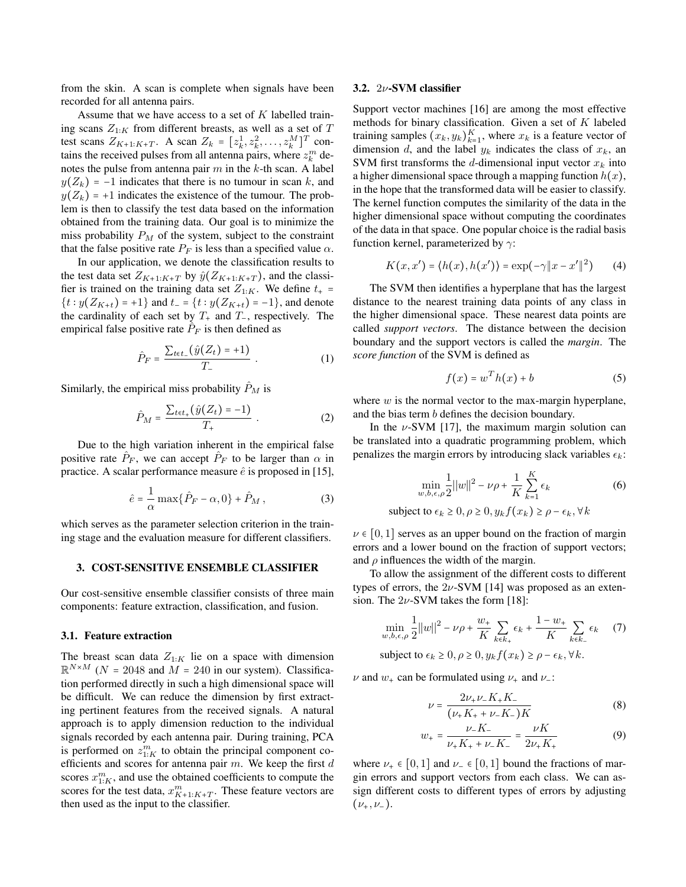from the skin. A scan is complete when signals have been recorded for all antenna pairs.

Assume that we have access to a set of $K$ labelled training scans $Z_{1:K}$ from different breasts, as well as a set of $T$ test scans $Z_{K+1:K+T}$. A scan $Z_k = [z_k^1, z_k^2, \ldots, z_k^M]^T$ contains the received pulses from all antenna pairs, where $z_k^m$ denotes the pulse from antenna pair $m$ in the $k$-th scan. A label $y(Z_k) = -1$ indicates that there is no tumour in scan $k$, and $y(Z_k) = +1$ indicates the existence of the tumour. The problem is then to classify the test data based on the information obtained from the training data. Our goal is to minimize the miss probability $P_M$ of the system, subject to the constraint that the false positive rate $P_F$ is less than a specified value $\alpha$.

In our application, we denote the classification results to the test data set $Z_{K+1:K+T}$ by $\hat{y}(Z_{K+1:K+T})$, and the classifier is trained on the training data set $Z_{1:K}$. We define $t_+ = \{t : y(Z_{K+t}) = +1\}$ and $t_- = \{t : y(Z_{K+t}) = -1\}$, and denote the cardinality of each set by $T_+$ and $T_-$, respectively. The empirical false positive rate $\hat{P}_F$ is then defined as

$$\hat{P}_F = \frac{\sum_{t \epsilon t_-} (\hat{y}(Z_t) = +1)}{T_-} \ . \tag{1}$$

Similarly, the empirical miss probability $\hat{P}_M$ is

$$\hat{P}_M = \frac{\sum_{t \epsilon t_+} (\hat{y}(Z_t) = -1)}{T_+} \ . \tag{2}$$

Due to the high variation inherent in the empirical false positive rate $\hat{P}_F$, we can accept $\hat{P}_F$ to be larger than $\alpha$ in practice. A scalar performance measure $\hat{e}$ is proposed in [15],

$$\hat{e} = \frac{1}{\alpha} \max\{\hat{P}_F - \alpha, 0\} + \hat{P}_M \ , \tag{3}$$

which serves as the parameter selection criterion in the training stage and the evaluation measure for different classifiers.

## 3. COST-SENSITIVE ENSEMBLE CLASSIFIER

Our cost-sensitive ensemble classifier consists of three main components: feature extraction, classification, and fusion.

### 3.1. Feature extraction

The breast scan data $Z_{1:K}$ lie on a space with dimension $\mathbb{R}^{N \times M}$ ($N = 2048$ and $M = 240$ in our system). Classification performed directly in such a high dimensional space will be difficult. We can reduce the dimension by first extracting pertinent features from the received signals. A natural approach is to apply dimension reduction to the individual signals recorded by each antenna pair. During training, PCA is performed on $z_{1:K}^m$ to obtain the principal component coefficients and scores for antenna pair $m$. We keep the first $d$ scores $x_{1:K}^m$, and use the obtained coefficients to compute the scores for the test data, $x_{K+1:K+T}^m$. These feature vectors are then used as the input to the classifier.

### 3.2. $2\nu$-SVM classifier

Support vector machines [16] are among the most effective methods for binary classification. Given a set of $K$ labeled training samples $(x_k, y_k)_{k=1}^K$, where $x_k$ is a feature vector of dimension $d$, and the label $y_k$ indicates the class of $x_k$, an SVM first transforms the $d$-dimensional input vector $x_k$ into a higher dimensional space through a mapping function $h(x)$, in the hope that the transformed data will be easier to classify. The kernel function computes the similarity of the data in the higher dimensional space without computing the coordinates of the data in that space. One popular choice is the radial basis function kernel, parameterized by $\gamma$:

$$K(x, x') = \langle h(x), h(x') \rangle = \exp(-\gamma \|x - x'\|^2) \tag{4}$$

The SVM then identifies a hyperplane that has the largest distance to the nearest training data points of any class in the higher dimensional space. These nearest data points are called *support vectors*. The distance between the decision boundary and the support vectors is called the *margin*. The *score function* of the SVM is defined as

$$f(x) = w^T h(x) + b \tag{5}$$

where $w$ is the normal vector to the max-margin hyperplane, and the bias term $b$ defines the decision boundary.

In the $\nu$-SVM [17], the maximum margin solution can be translated into a quadratic programming problem, which penalizes the margin errors by introducing slack variables $\epsilon_k$:

$$\min_{w,b,\epsilon,\rho} \frac{1}{2}||w||^2 - \nu\rho + \frac{1}{K}\sum_{k=1}^{K} \epsilon_k \tag{6}$$

$$\text{subject to } \epsilon_k \geq 0, \rho \geq 0, y_k f(x_k) \geq \rho - \epsilon_k, \forall k$$

$\nu \in [0, 1]$ serves as an upper bound on the fraction of margin errors and a lower bound on the fraction of support vectors; and $\rho$ influences the width of the margin.

To allow the assignment of the different costs to different types of errors, the $2\nu$-SVM [14] was proposed as an extension. The $2\nu$-SVM takes the form [18]:

$$\min_{w,b,\epsilon,\rho} \frac{1}{2}||w||^2 - \nu\rho + \frac{w_+}{K}\sum_{k \in k_+} \epsilon_k + \frac{1 - w_+}{K}\sum_{k \in k_-} \epsilon_k \tag{7}$$

$$\text{subject to } \epsilon_k \geq 0, \rho \geq 0, y_k f(x_k) \geq \rho - \epsilon_k, \forall k.$$

$\nu$ and $w_+$ can be formulated using $\nu_+$ and $\nu_-$:

$$\nu = \frac{2\nu_+\nu_- K_+ K_-}{(\nu_+ K_+ + \nu_- K_-)K} \tag{8}$$

$$w_+ = \frac{\nu_- K_-}{\nu_+ K_+ + \nu_- K_-} = \frac{\nu K}{2\nu_+ K_+} \tag{9}$$

where $\nu_+ \in [0, 1]$ and $\nu_- \in [0, 1]$ bound the fractions of margin errors and support vectors from each class. We can assign different costs to different types of errors by adjusting $(\nu_+, \nu_-)$.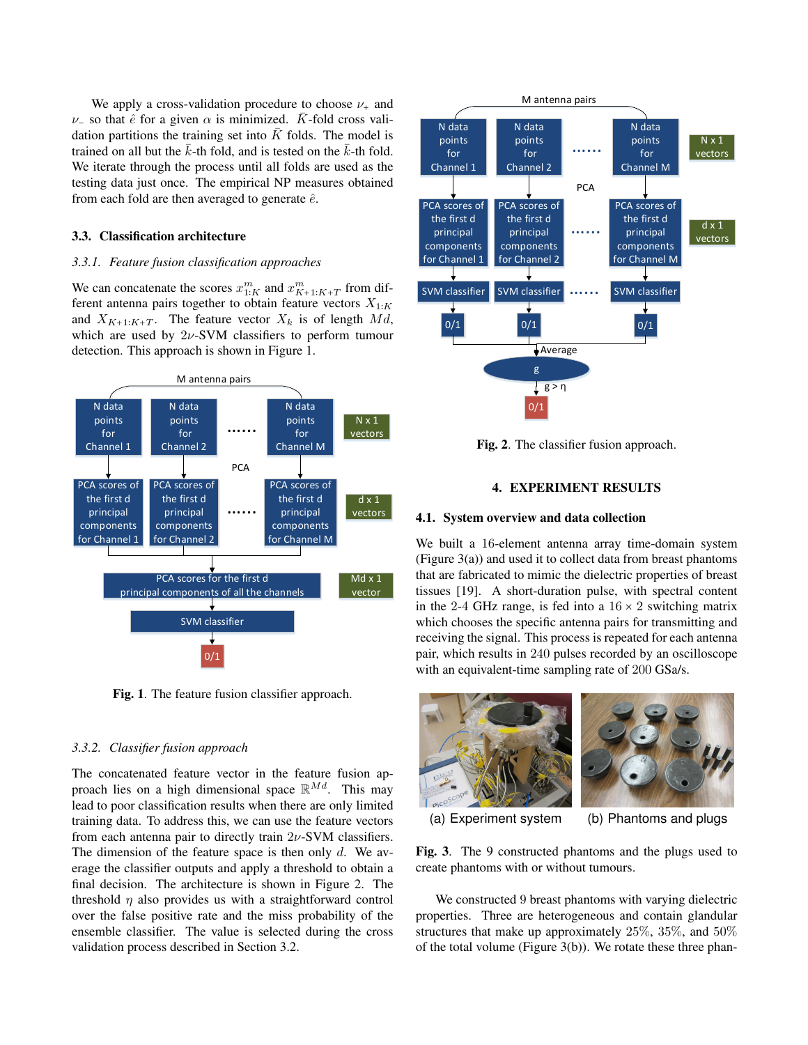We apply a cross-validation procedure to choose $\nu_+$ and $\nu_-$ so that $\hat{e}$ for a given $\alpha$ is minimized. $\bar{K}$-fold cross validation partitions the training set into $\bar{K}$ folds. The model is trained on all but the $\bar{k}$-th fold, and is tested on the $\bar{k}$-th fold. We iterate through the process until all folds are used as the testing data just once. The empirical NP measures obtained from each fold are then averaged to generate $\hat{e}$.

### 3.3. Classification architecture

#### *3.3.1. Feature fusion classification approaches*

We can concatenate the scores $x^m_{1:K}$ and $x^m_{K+1:K+T}$ from different antenna pairs together to obtain feature vectors $X_{1:K}$ and $X_{K+1:K+T}$. The feature vector $X_k$ is of length $Md$, which are used by $2\nu$-SVM classifiers to perform tumour detection. This approach is shown in Figure 1.

**Fig. 1**. The feature fusion classifier approach.

#### *3.3.2. Classifier fusion approach*

The concatenated feature vector in the feature fusion approach lies on a high dimensional space $\mathbb{R}^{Md}$. This may lead to poor classification results when there are only limited training data. To address this, we can use the feature vectors from each antenna pair to directly train $2\nu$-SVM classifiers. The dimension of the feature space is then only $d$. We average the classifier outputs and apply a threshold to obtain a final decision. The architecture is shown in Figure 2. The threshold $\eta$ also provides us with a straightforward control over the false positive rate and the miss probability of the ensemble classifier. The value is selected during the cross validation process described in Section 3.2.

**Fig. 2**. The classifier fusion approach.

## 4. EXPERIMENT RESULTS

### 4.1. System overview and data collection

We built a 16-element antenna array time-domain system (Figure 3(a)) and used it to collect data from breast phantoms that are fabricated to mimic the dielectric properties of breast tissues [19]. A short-duration pulse, with spectral content in the 2-4 GHz range, is fed into a $16 \times 2$ switching matrix which chooses the specific antenna pairs for transmitting and receiving the signal. This process is repeated for each antenna pair, which results in 240 pulses recorded by an oscilloscope with an equivalent-time sampling rate of 200 GSa/s.

(a) Experiment system (b) Phantoms and plugs

**Fig. 3**. The 9 constructed phantoms and the plugs used to create phantoms with or without tumours.

We constructed 9 breast phantoms with varying dielectric properties. Three are heterogeneous and contain glandular structures that make up approximately 25%, 35%, and 50% of the total volume (Figure 3(b)). We rotate these three phan-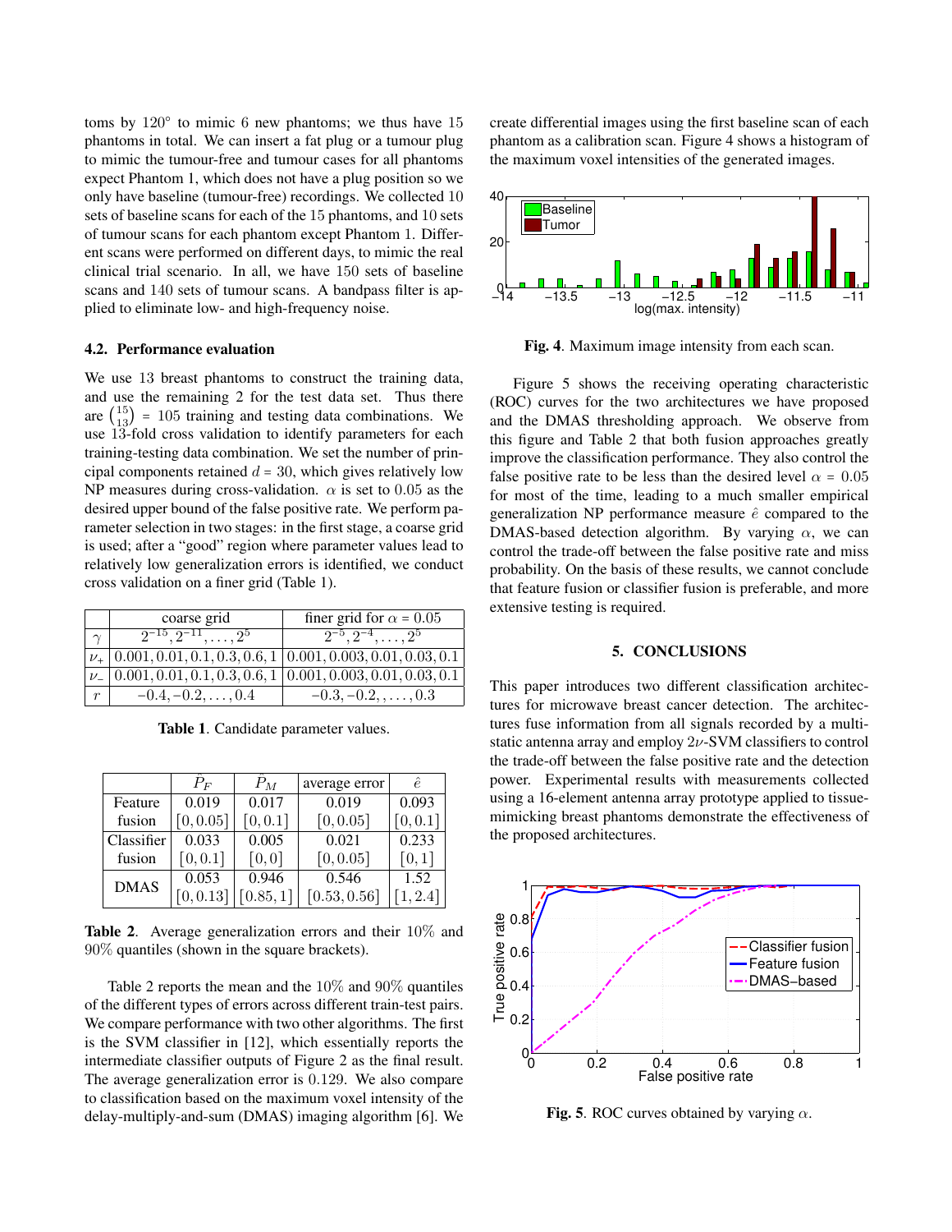toms by 120° to mimic 6 new phantoms; we thus have 15 phantoms in total. We can insert a fat plug or a tumour plug to mimic the tumour-free and tumour cases for all phantoms expect Phantom 1, which does not have a plug position so we only have baseline (tumour-free) recordings. We collected 10 sets of baseline scans for each of the 15 phantoms, and 10 sets of tumour scans for each phantom except Phantom 1. Different scans were performed on different days, to mimic the real clinical trial scenario. In all, we have 150 sets of baseline scans and 140 sets of tumour scans. A bandpass filter is applied to eliminate low- and high-frequency noise.

### 4.2. Performance evaluation

We use 13 breast phantoms to construct the training data, and use the remaining 2 for the test data set. Thus there are $\binom{15}{13} = 105$ training and testing data combinations. We use 13-fold cross validation to identify parameters for each training-testing data combination. We set the number of principal components retained $d = 30$, which gives relatively low NP measures during cross-validation. $\alpha$ is set to 0.05 as the desired upper bound of the false positive rate. We perform parameter selection in two stages: in the first stage, a coarse grid is used; after a "good" region where parameter values lead to relatively low generalization errors is identified, we conduct cross validation on a finer grid (Table 1).

| | coarse grid | finer grid for $\alpha = 0.05$ |
|---|---|---|
| $\gamma$ | $2^{-15}, 2^{-11}, \ldots, 2^{5}$ | $2^{-5}, 2^{-4}, \ldots, 2^{5}$ |
| $\nu_+$ | $0.001, 0.01, 0.1, 0.3, 0.6, 1$ | $0.001, 0.003, 0.01, 0.03, 0.1$ |
| $\nu_-$ | $0.001, 0.01, 0.1, 0.3, 0.6, 1$ | $0.001, 0.003, 0.01, 0.03, 0.1$ |
| $r$ | $-0.4, -0.2, \ldots, 0.4$ | $-0.3, -0.2, \ldots, 0.3$ |

**Table 1**. Candidate parameter values.

| | $\hat{P}_F$ | $\hat{P}_M$ | average error | $\hat{e}$ |
|---|---|---|---|---|
| Feature fusion | 0.019 $[0, 0.05]$ | 0.017 $[0, 0.1]$ | 0.019 $[0, 0.05]$ | 0.093 $[0, 0.1]$ |
| Classifier fusion | 0.033 $[0, 0.1]$ | 0.005 $[0, 0]$ | 0.021 $[0, 0.05]$ | 0.233 $[0, 1]$ |
| DMAS | 0.053 $[0, 0.13]$ | 0.946 $[0.85, 1]$ | 0.546 $[0.53, 0.56]$ | 1.52 $[1, 2.4]$ |

**Table 2**. Average generalization errors and their 10% and 90% quantiles (shown in the square brackets).

Table 2 reports the mean and the 10% and 90% quantiles of the different types of errors across different train-test pairs. We compare performance with two other algorithms. The first is the SVM classifier in [12], which essentially reports the intermediate classifier outputs of Figure 2 as the final result. The average generalization error is 0.129. We also compare to classification based on the maximum voxel intensity of the delay-multiply-and-sum (DMAS) imaging algorithm [6]. We create differential images using the first baseline scan of each phantom as a calibration scan. Figure 4 shows a histogram of the maximum voxel intensities of the generated images.

**Fig. 4**. Maximum image intensity from each scan.

Figure 5 shows the receiving operating characteristic (ROC) curves for the two architectures we have proposed and the DMAS thresholding approach. We observe from this figure and Table 2 that both fusion approaches greatly improve the classification performance. They also control the false positive rate to be less than the desired level $\alpha = 0.05$ for most of the time, leading to a much smaller empirical generalization NP performance measure $\hat{e}$ compared to the DMAS-based detection algorithm. By varying $\alpha$, we can control the trade-off between the false positive rate and miss probability. On the basis of these results, we cannot conclude that feature fusion or classifier fusion is preferable, and more extensive testing is required.

## 5. CONCLUSIONS

This paper introduces two different classification architectures for microwave breast cancer detection. The architectures fuse information from all signals recorded by a multistatic antenna array and employ $2\nu$-SVM classifiers to control the trade-off between the false positive rate and the detection power. Experimental results with measurements collected using a 16-element antenna array prototype applied to tissue-mimicking breast phantoms demonstrate the effectiveness of the proposed architectures.

**Fig. 5**. ROC curves obtained by varying $\alpha$.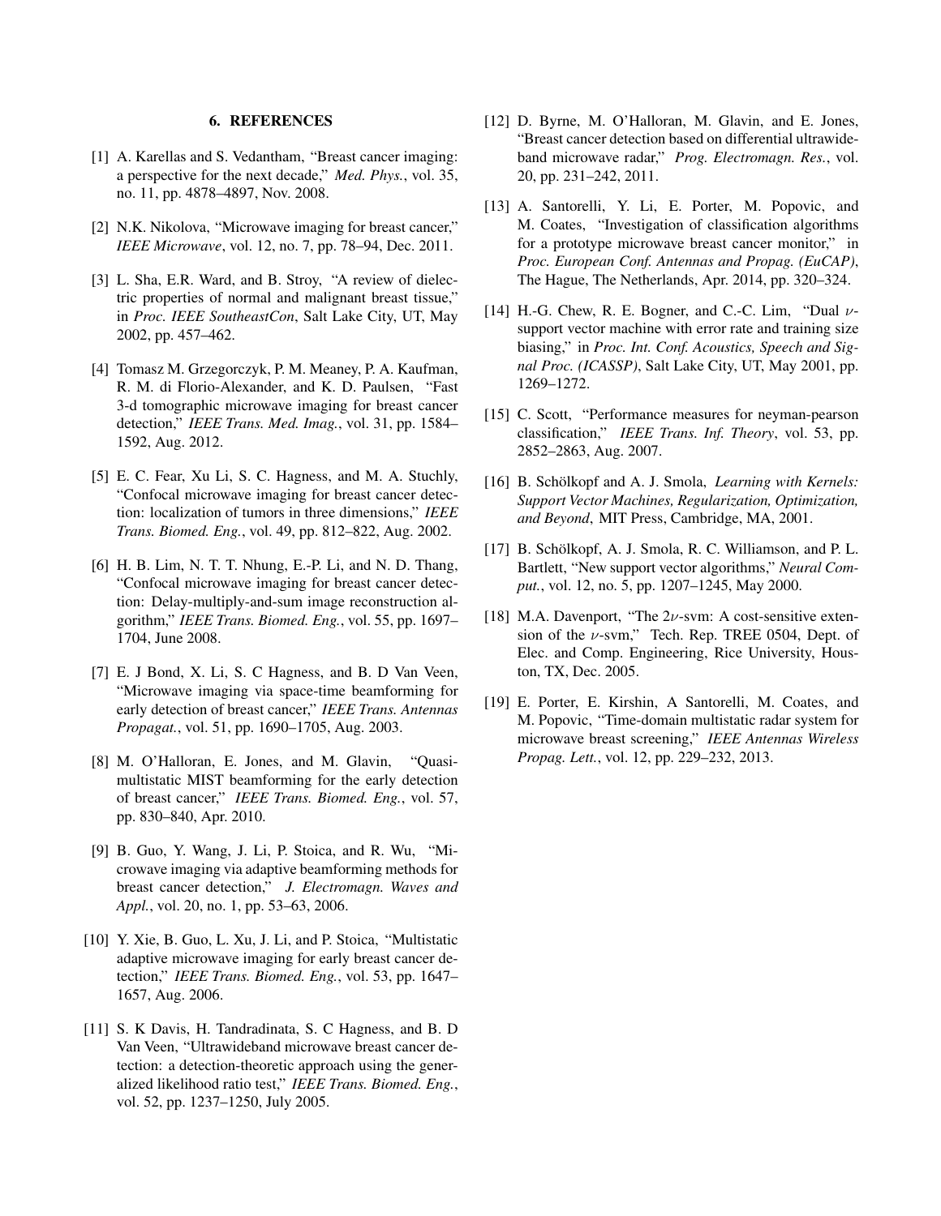## 6. REFERENCES

[1] A. Karellas and S. Vedantham, "Breast cancer imaging: a perspective for the next decade," *Med. Phys.*, vol. 35, no. 11, pp. 4878–4897, Nov. 2008.

[2] N.K. Nikolova, "Microwave imaging for breast cancer," *IEEE Microwave*, vol. 12, no. 7, pp. 78–94, Dec. 2011.

[3] L. Sha, E.R. Ward, and B. Stroy, "A review of dielectric properties of normal and malignant breast tissue," in *Proc. IEEE SoutheastCon*, Salt Lake City, UT, May 2002, pp. 457–462.

[4] Tomasz M. Grzegorczyk, P. M. Meaney, P. A. Kaufman, R. M. di Florio-Alexander, and K. D. Paulsen, "Fast 3-d tomographic microwave imaging for breast cancer detection," *IEEE Trans. Med. Imag.*, vol. 31, pp. 1584–1592, Aug. 2012.

[5] E. C. Fear, Xu Li, S. C. Hagness, and M. A. Stuchly, "Confocal microwave imaging for breast cancer detection: localization of tumors in three dimensions," *IEEE Trans. Biomed. Eng.*, vol. 49, pp. 812–822, Aug. 2002.

[6] H. B. Lim, N. T. T. Nhung, E.-P. Li, and N. D. Thang, "Confocal microwave imaging for breast cancer detection: Delay-multiply-and-sum image reconstruction algorithm," *IEEE Trans. Biomed. Eng.*, vol. 55, pp. 1697–1704, June 2008.

[7] E. J Bond, X. Li, S. C Hagness, and B. D Van Veen, "Microwave imaging via space-time beamforming for early detection of breast cancer," *IEEE Trans. Antennas Propagat.*, vol. 51, pp. 1690–1705, Aug. 2003.

[8] M. O'Halloran, E. Jones, and M. Glavin, "Quasi-multistatic MIST beamforming for the early detection of breast cancer," *IEEE Trans. Biomed. Eng.*, vol. 57, pp. 830–840, Apr. 2010.

[9] B. Guo, Y. Wang, J. Li, P. Stoica, and R. Wu, "Microwave imaging via adaptive beamforming methods for breast cancer detection," *J. Electromagn. Waves and Appl.*, vol. 20, no. 1, pp. 53–63, 2006.

[10] Y. Xie, B. Guo, L. Xu, J. Li, and P. Stoica, "Multistatic adaptive microwave imaging for early breast cancer detection," *IEEE Trans. Biomed. Eng.*, vol. 53, pp. 1647–1657, Aug. 2006.

[11] S. K Davis, H. Tandradinata, S. C Hagness, and B. D Van Veen, "Ultrawideband microwave breast cancer detection: a detection-theoretic approach using the generalized likelihood ratio test," *IEEE Trans. Biomed. Eng.*, vol. 52, pp. 1237–1250, July 2005.

[12] D. Byrne, M. O'Halloran, M. Glavin, and E. Jones, "Breast cancer detection based on differential ultrawideband microwave radar," *Prog. Electromagn. Res.*, vol. 20, pp. 231–242, 2011.

[13] A. Santorelli, Y. Li, E. Porter, M. Popovic, and M. Coates, "Investigation of classification algorithms for a prototype microwave breast cancer monitor," in *Proc. European Conf. Antennas and Propag. (EuCAP)*, The Hague, The Netherlands, Apr. 2014, pp. 320–324.

[14] H.-G. Chew, R. E. Bogner, and C.-C. Lim, "Dual $\nu$-support vector machine with error rate and training size biasing," in *Proc. Int. Conf. Acoustics, Speech and Signal Proc. (ICASSP)*, Salt Lake City, UT, May 2001, pp. 1269–1272.

[15] C. Scott, "Performance measures for neyman-pearson classification," *IEEE Trans. Inf. Theory*, vol. 53, pp. 2852–2863, Aug. 2007.

[16] B. Schölkopf and A. J. Smola, *Learning with Kernels: Support Vector Machines, Regularization, Optimization, and Beyond*, MIT Press, Cambridge, MA, 2001.

[17] B. Schölkopf, A. J. Smola, R. C. Williamson, and P. L. Bartlett, "New support vector algorithms," *Neural Comput.*, vol. 12, no. 5, pp. 1207–1245, May 2000.

[18] M.A. Davenport, "The $2\nu$-svm: A cost-sensitive extension of the $\nu$-svm," Tech. Rep. TREE 0504, Dept. of Elec. and Comp. Engineering, Rice University, Houston, TX, Dec. 2005.

[19] E. Porter, E. Kirshin, A Santorelli, M. Coates, and M. Popovic, "Time-domain multistatic radar system for microwave breast screening," *IEEE Antennas Wireless Propag. Lett.*, vol. 12, pp. 229–232, 2013.